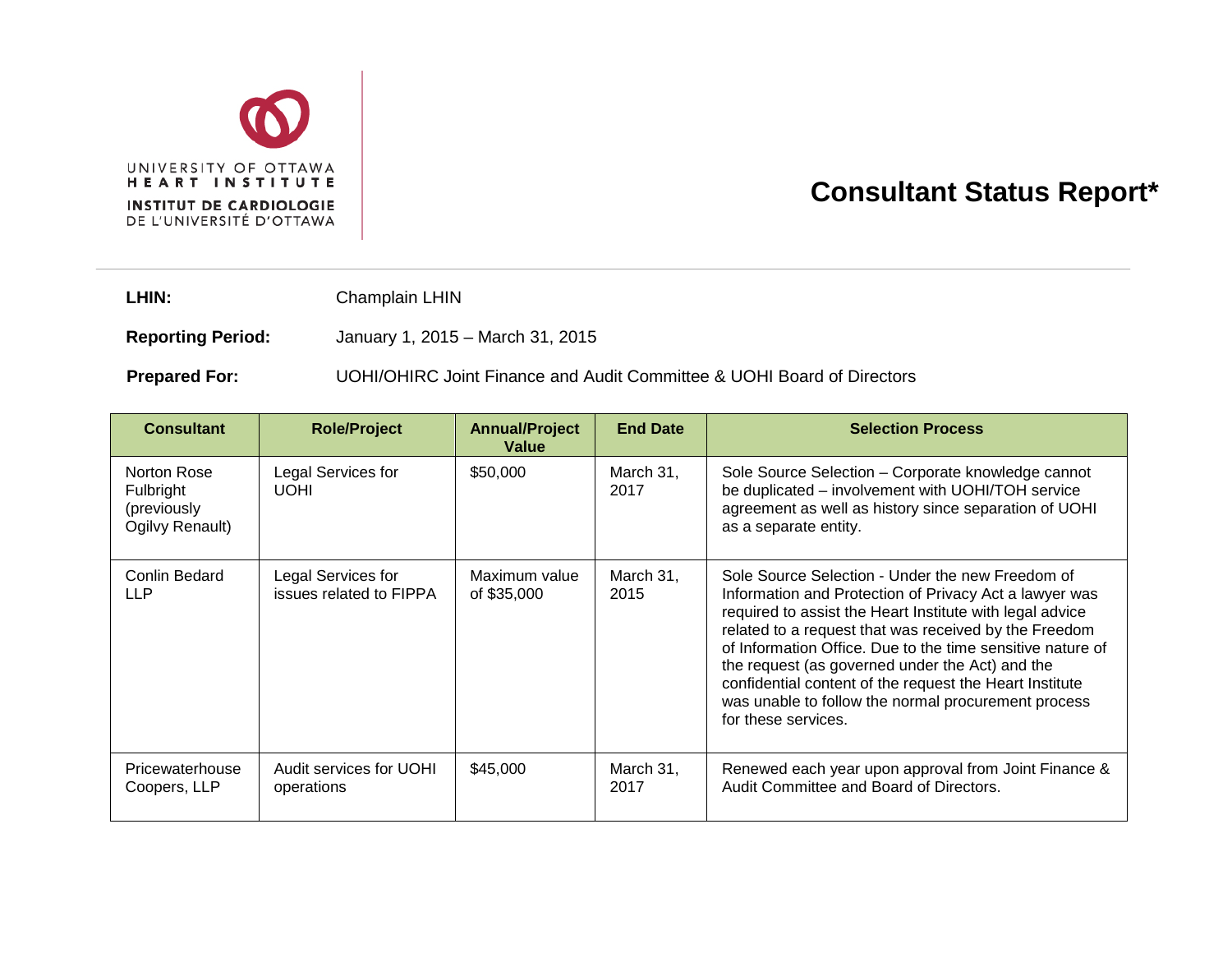UNIVERSITY OF OTTAWA
HEART INSTITUTE
INSTITUT DE CARDIOLOGIE
DE L'UNIVERSITÉ D'OTTAWA

# Consultant Status Report*

**LHIN:** Champlain LHIN

**Reporting Period:** January 1, 2015 – March 31, 2015

**Prepared For:** UOHI/OHIRC Joint Finance and Audit Committee & UOHI Board of Directors

| Consultant | Role/Project | Annual/Project Value | End Date | Selection Process |
|---|---|---|---|---|
| Norton Rose Fulbright (previously Ogilvy Renault) | Legal Services for UOHI | $50,000 | March 31, 2017 | Sole Source Selection – Corporate knowledge cannot be duplicated – involvement with UOHI/TOH service agreement as well as history since separation of UOHI as a separate entity. |
| Conlin Bedard LLP | Legal Services for issues related to FIPPA | Maximum value of $35,000 | March 31, 2015 | Sole Source Selection - Under the new Freedom of Information and Protection of Privacy Act a lawyer was required to assist the Heart Institute with legal advice related to a request that was received by the Freedom of Information Office. Due to the time sensitive nature of the request (as governed under the Act) and the confidential content of the request the Heart Institute was unable to follow the normal procurement process for these services. |
| Pricewaterhouse Coopers, LLP | Audit services for UOHI operations | $45,000 | March 31, 2017 | Renewed each year upon approval from Joint Finance & Audit Committee and Board of Directors. |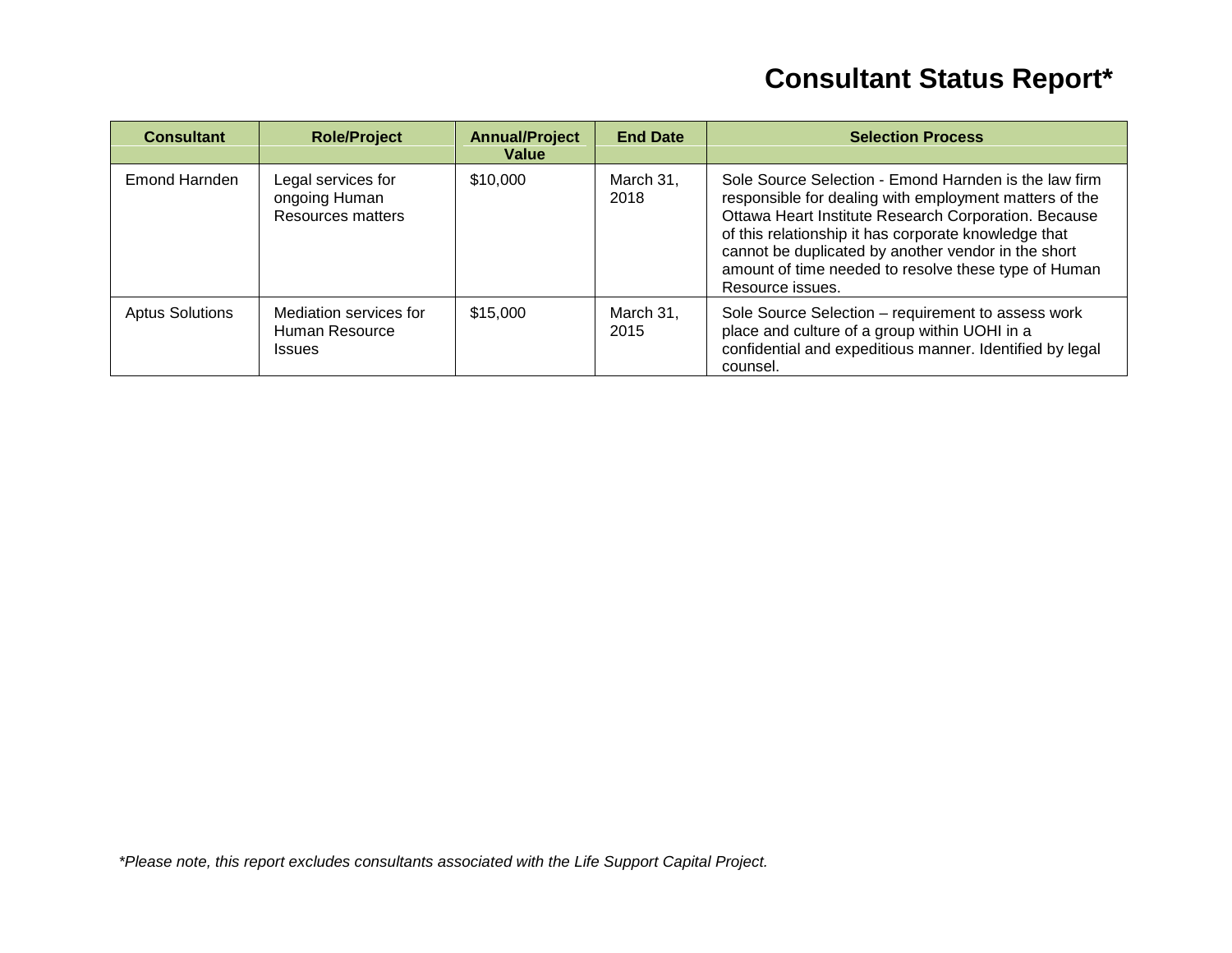# Consultant Status Report*

| Consultant | Role/Project | Annual/Project Value | End Date | Selection Process |
|---|---|---|---|---|
| Emond Harnden | Legal services for ongoing Human Resources matters | $10,000 | March 31, 2018 | Sole Source Selection - Emond Harnden is the law firm responsible for dealing with employment matters of the Ottawa Heart Institute Research Corporation. Because of this relationship it has corporate knowledge that cannot be duplicated by another vendor in the short amount of time needed to resolve these type of Human Resource issues. |
| Aptus Solutions | Mediation services for Human Resource Issues | $15,000 | March 31, 2015 | Sole Source Selection – requirement to assess work place and culture of a group within UOHI in a confidential and expeditious manner. Identified by legal counsel. |

*\*Please note, this report excludes consultants associated with the Life Support Capital Project.*